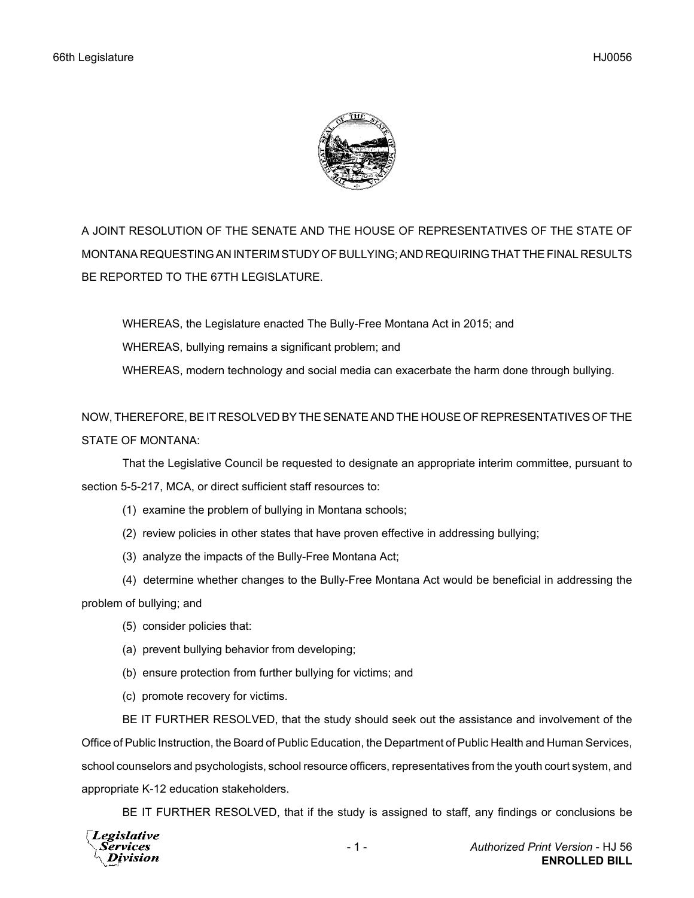A JOINT RESOLUTION OF THE SENATE AND THE HOUSE OF REPRESENTATIVES OF THE STATE OF MONTANA REQUESTING AN INTERIM STUDY OF BULLYING; AND REQUIRING THAT THE FINAL RESULTS BE REPORTED TO THE 67TH LEGISLATURE.

WHEREAS, the Legislature enacted The Bully-Free Montana Act in 2015; and

WHEREAS, bullying remains a significant problem; and

WHEREAS, modern technology and social media can exacerbate the harm done through bullying.

NOW, THEREFORE, BE IT RESOLVED BY THE SENATE AND THE HOUSE OF REPRESENTATIVES OF THE STATE OF MONTANA:

That the Legislative Council be requested to designate an appropriate interim committee, pursuant to section 5-5-217, MCA, or direct sufficient staff resources to:

(1) examine the problem of bullying in Montana schools;

(2) review policies in other states that have proven effective in addressing bullying;

(3) analyze the impacts of the Bully-Free Montana Act;

(4) determine whether changes to the Bully-Free Montana Act would be beneficial in addressing the problem of bullying; and

(5) consider policies that:

(a) prevent bullying behavior from developing;

(b) ensure protection from further bullying for victims; and

(c) promote recovery for victims.

BE IT FURTHER RESOLVED, that the study should seek out the assistance and involvement of the Office of Public Instruction, the Board of Public Education, the Department of Public Health and Human Services, school counselors and psychologists, school resource officers, representatives from the youth court system, and appropriate K-12 education stakeholders.

BE IT FURTHER RESOLVED, that if the study is assigned to staff, any findings or conclusions be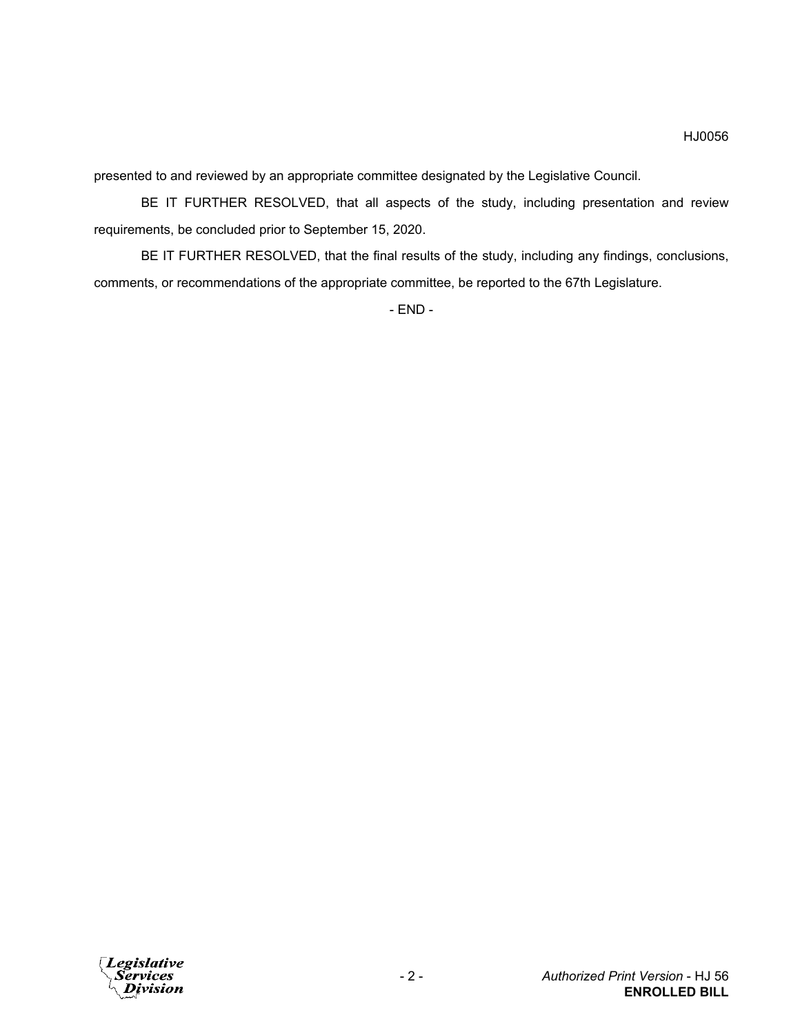presented to and reviewed by an appropriate committee designated by the Legislative Council.

BE IT FURTHER RESOLVED, that all aspects of the study, including presentation and review requirements, be concluded prior to September 15, 2020.

BE IT FURTHER RESOLVED, that the final results of the study, including any findings, conclusions, comments, or recommendations of the appropriate committee, be reported to the 67th Legislature.

- END -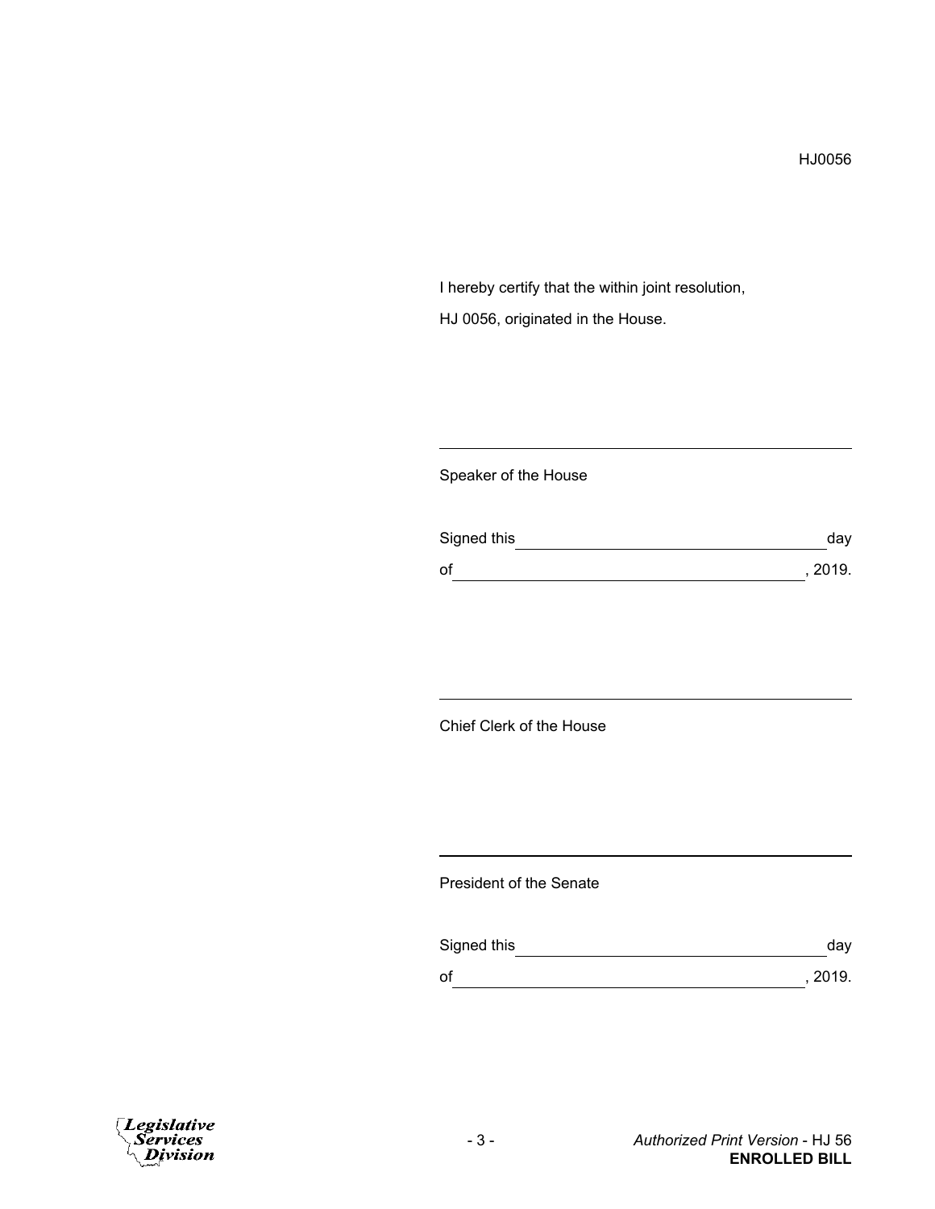HJ0056

I hereby certify that the within joint resolution,

HJ 0056, originated in the House.

\_\_\_\_\_\_\_\_\_\_\_\_\_\_\_\_\_\_\_\_\_\_\_\_\_\_\_\_\_\_\_\_\_\_\_\_\_\_\_\_\_\_\_\_

Speaker of the House

Signed this \_\_\_\_\_\_\_\_\_\_\_\_\_\_\_\_\_\_\_\_\_\_\_\_\_\_\_\_\_\_ day

of \_\_\_\_\_\_\_\_\_\_\_\_\_\_\_\_\_\_\_\_\_\_\_\_\_\_\_\_\_\_\_\_\_\_\_, 2019.

\_\_\_\_\_\_\_\_\_\_\_\_\_\_\_\_\_\_\_\_\_\_\_\_\_\_\_\_\_\_\_\_\_\_\_\_\_\_\_\_\_\_\_\_

Chief Clerk of the House

\_\_\_\_\_\_\_\_\_\_\_\_\_\_\_\_\_\_\_\_\_\_\_\_\_\_\_\_\_\_\_\_\_\_\_\_\_\_\_\_\_\_\_\_

President of the Senate

Signed this \_\_\_\_\_\_\_\_\_\_\_\_\_\_\_\_\_\_\_\_\_\_\_\_\_\_\_\_\_\_ day

of \_\_\_\_\_\_\_\_\_\_\_\_\_\_\_\_\_\_\_\_\_\_\_\_\_\_\_\_\_\_\_\_\_\_\_, 2019.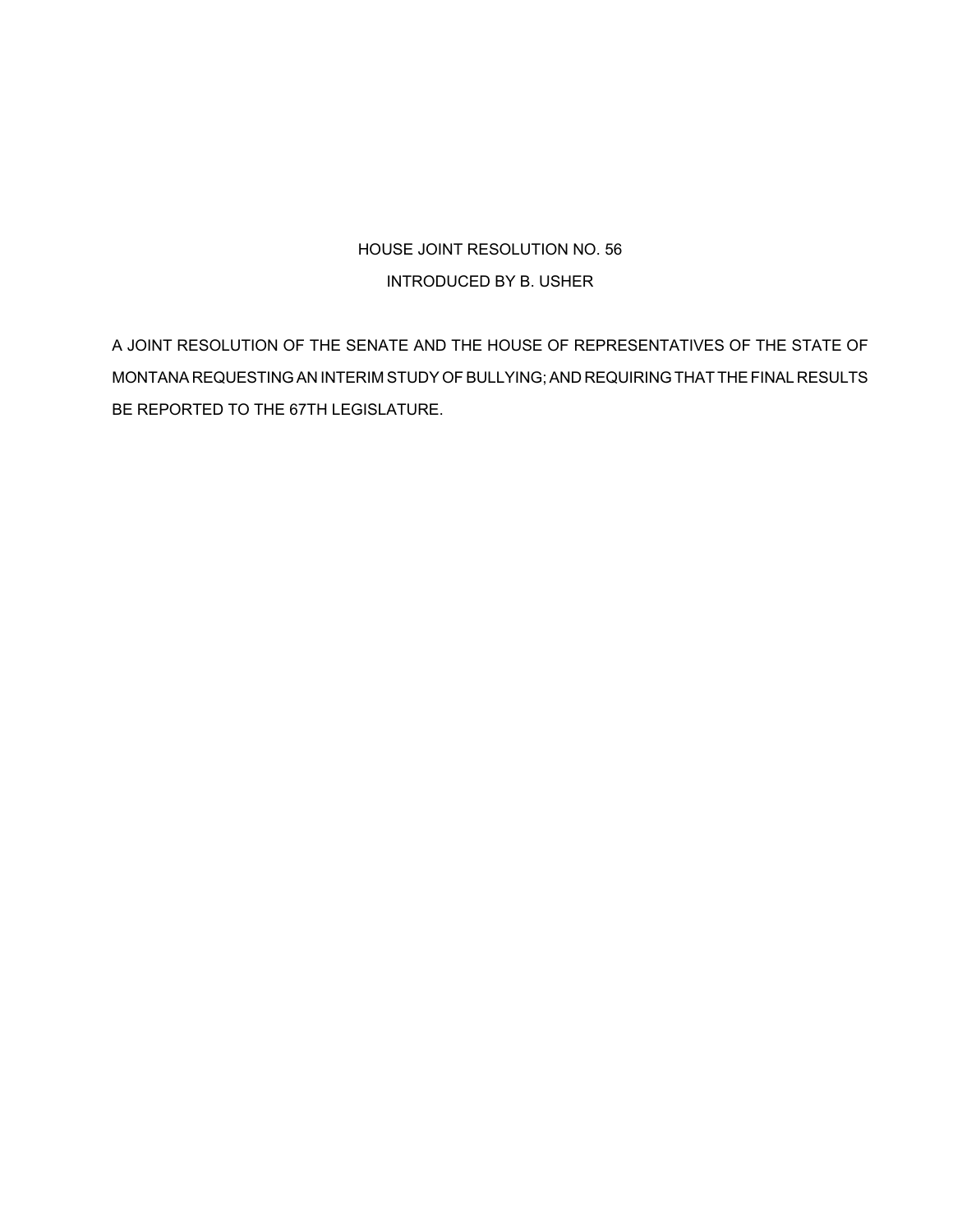HOUSE JOINT RESOLUTION NO. 56

INTRODUCED BY B. USHER

A JOINT RESOLUTION OF THE SENATE AND THE HOUSE OF REPRESENTATIVES OF THE STATE OF MONTANA REQUESTING AN INTERIM STUDY OF BULLYING; AND REQUIRING THAT THE FINAL RESULTS BE REPORTED TO THE 67TH LEGISLATURE.